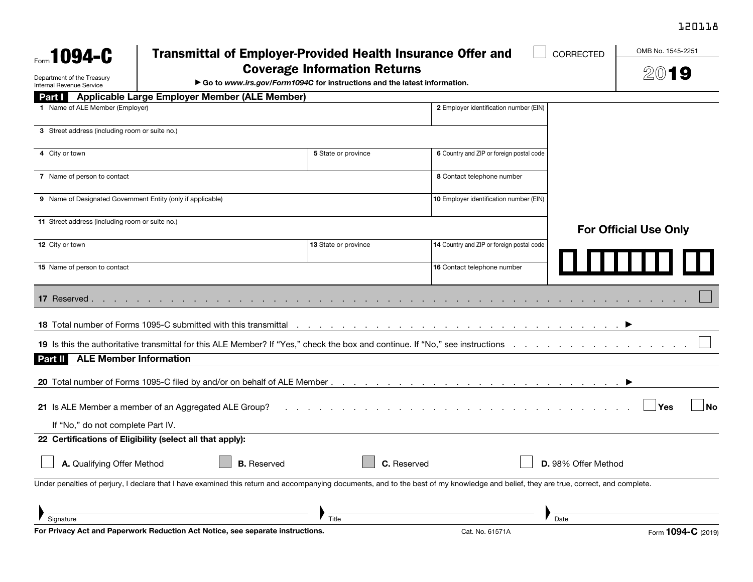120118

Form **1094-C**

Department of the Treasury
Internal Revenue Service

# Transmittal of Employer-Provided Health Insurance Offer and Coverage Information Returns

▶ Go to *www.irs.gov/Form1094C* for instructions and the latest information.

☐ CORRECTED

OMB No. 1545-2251

**2019**

## Part I Applicable Large Employer Member (ALE Member)

| | |
|---|---|
| 1 Name of ALE Member (Employer) | 2 Employer identification number (EIN) |
| 3 Street address (including room or suite no.) | |
| 4 City or town / 5 State or province | 6 Country and ZIP or foreign postal code |
| 7 Name of person to contact | 8 Contact telephone number |
| 9 Name of Designated Government Entity (only if applicable) | 10 Employer identification number (EIN) |
| 11 Street address (including room or suite no.) | |
| 12 City or town / 13 State or province | 14 Country and ZIP or foreign postal code |
| 15 Name of person to contact | 16 Contact telephone number |

**For Official Use Only**

17 Reserved . . . . . . . . . . . ☐

18 Total number of Forms 1095-C submitted with this transmittal . . . . . . . . . . ▶

19 Is this the authoritative transmittal for this ALE Member? If "Yes," check the box and continue. If "No," see instructions . . . . . ☐

## Part II ALE Member Information

20 Total number of Forms 1095-C filed by and/or on behalf of ALE Member . . . . . . . . . . ▶

21 Is ALE Member a member of an Aggregated ALE Group? . . . . . . . . . . ☐ Yes ☐ No

If "No," do not complete Part IV.

**22 Certifications of Eligibility (select all that apply):**

☐ **A.** Qualifying Offer Method ☐ **B.** Reserved ☐ **C.** Reserved ☐ **D.** 98% Offer Method

Under penalties of perjury, I declare that I have examined this return and accompanying documents, and to the best of my knowledge and belief, they are true, correct, and complete.

Signature ______________________ Title ______________________ Date ______________________

**For Privacy Act and Paperwork Reduction Act Notice, see separate instructions.** Cat. No. 61571A Form **1094-C** (2019)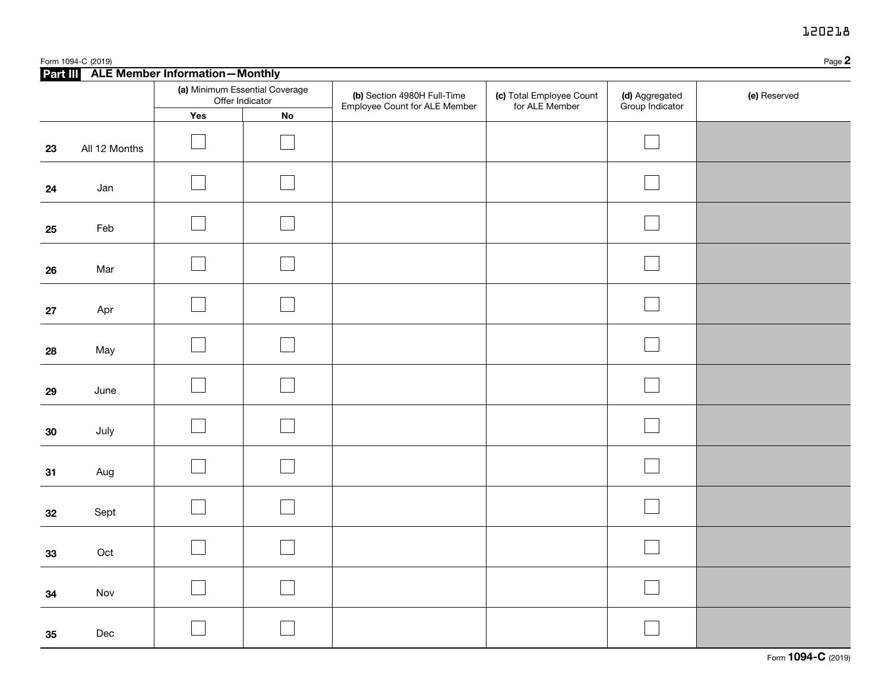## Part III ALE Member Information—Monthly

| | | (a) Minimum Essential Coverage Offer Indicator | | (b) Section 4980H Full-Time Employee Count for ALE Member | (c) Total Employee Count for ALE Member | (d) Aggregated Group Indicator | (e) Reserved |
|---|---|---|---|---|---|---|---|
| | | Yes | No | | | | |
| 23 | All 12 Months | ☐ | ☐ | | | ☐ | |
| 24 | Jan | ☐ | ☐ | | | ☐ | |
| 25 | Feb | ☐ | ☐ | | | ☐ | |
| 26 | Mar | ☐ | ☐ | | | ☐ | |
| 27 | Apr | ☐ | ☐ | | | ☐ | |
| 28 | May | ☐ | ☐ | | | ☐ | |
| 29 | June | ☐ | ☐ | | | ☐ | |
| 30 | July | ☐ | ☐ | | | ☐ | |
| 31 | Aug | ☐ | ☐ | | | ☐ | |
| 32 | Sept | ☐ | ☐ | | | ☐ | |
| 33 | Oct | ☐ | ☐ | | | ☐ | |
| 34 | Nov | ☐ | ☐ | | | ☐ | |
| 35 | Dec | ☐ | ☐ | | | ☐ | |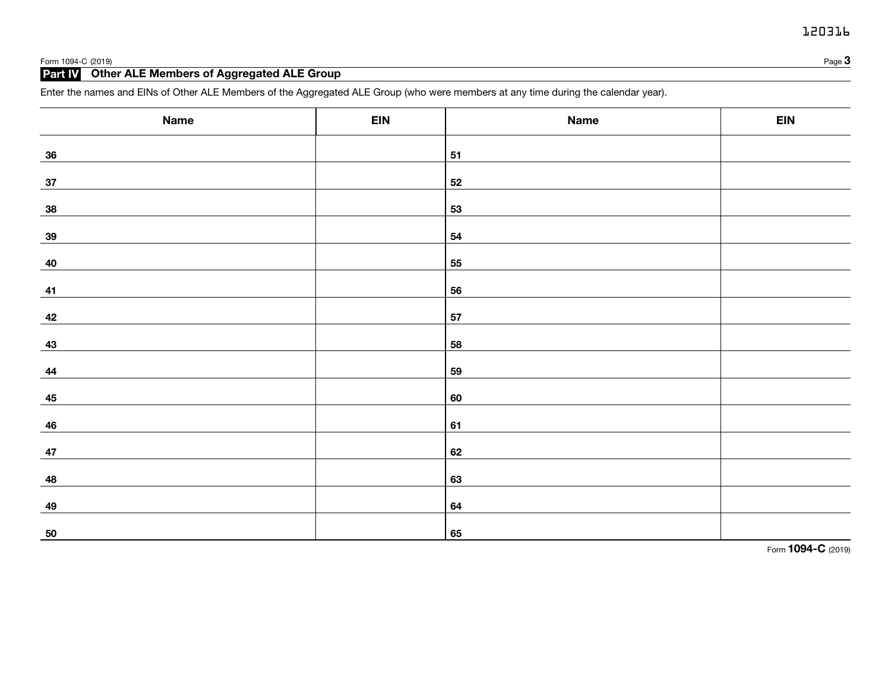## Part IV Other ALE Members of Aggregated ALE Group

Enter the names and EINs of Other ALE Members of the Aggregated ALE Group (who were members at any time during the calendar year).

| Name | EIN | Name | EIN |
|---|---|---|---|
| 36 | | 51 | |
| 37 | | 52 | |
| 38 | | 53 | |
| 39 | | 54 | |
| 40 | | 55 | |
| 41 | | 56 | |
| 42 | | 57 | |
| 43 | | 58 | |
| 44 | | 59 | |
| 45 | | 60 | |
| 46 | | 61 | |
| 47 | | 62 | |
| 48 | | 63 | |
| 49 | | 64 | |
| 50 | | 65 | |